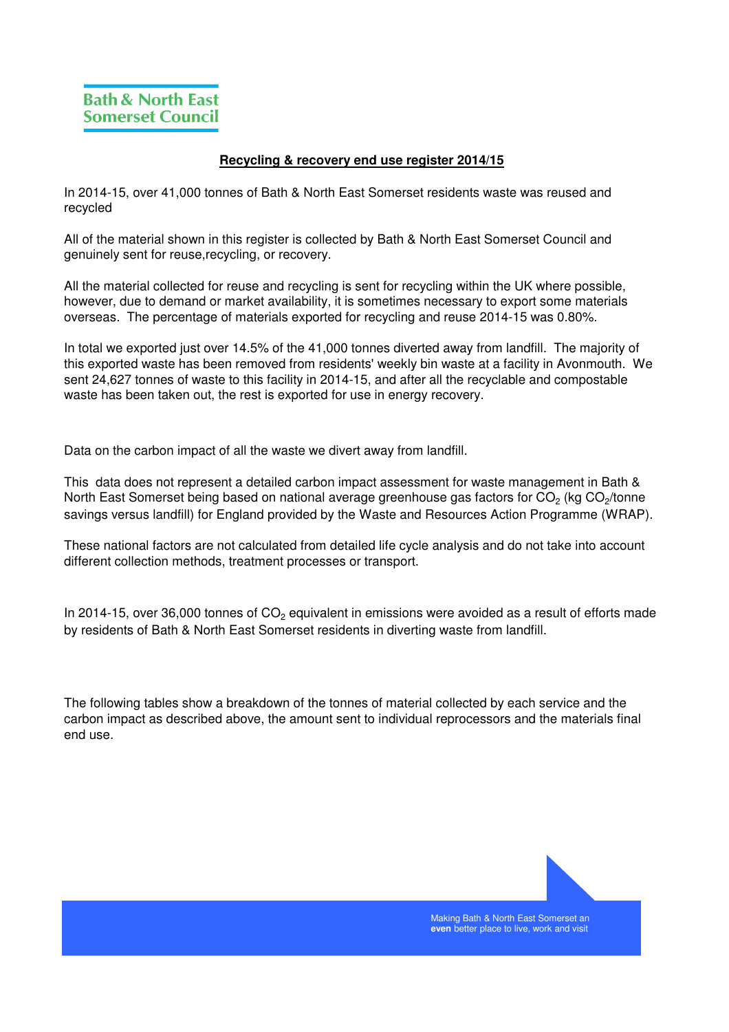Bath & North East Somerset Council

## Recycling & recovery end use register 2014/15

In 2014-15, over 41,000 tonnes of Bath & North East Somerset residents waste was reused and recycled

All of the material shown in this register is collected by Bath & North East Somerset Council and genuinely sent for reuse,recycling, or recovery.

All the material collected for reuse and recycling is sent for recycling within the UK where possible, however, due to demand or market availability, it is sometimes necessary to export some materials overseas. The percentage of materials exported for recycling and reuse 2014-15 was 0.80%.

In total we exported just over 14.5% of the 41,000 tonnes diverted away from landfill. The majority of this exported waste has been removed from residents' weekly bin waste at a facility in Avonmouth. We sent 24,627 tonnes of waste to this facility in 2014-15, and after all the recyclable and compostable waste has been taken out, the rest is exported for use in energy recovery.

Data on the carbon impact of all the waste we divert away from landfill.

This data does not represent a detailed carbon impact assessment for waste management in Bath & North East Somerset being based on national average greenhouse gas factors for $CO_2$ (kg $CO_2$/tonne savings versus landfill) for England provided by the Waste and Resources Action Programme (WRAP).

These national factors are not calculated from detailed life cycle analysis and do not take into account different collection methods, treatment processes or transport.

In 2014-15, over 36,000 tonnes of $CO_2$ equivalent in emissions were avoided as a result of efforts made by residents of Bath & North East Somerset residents in diverting waste from landfill.

The following tables show a breakdown of the tonnes of material collected by each service and the carbon impact as described above, the amount sent to individual reprocessors and the materials final end use.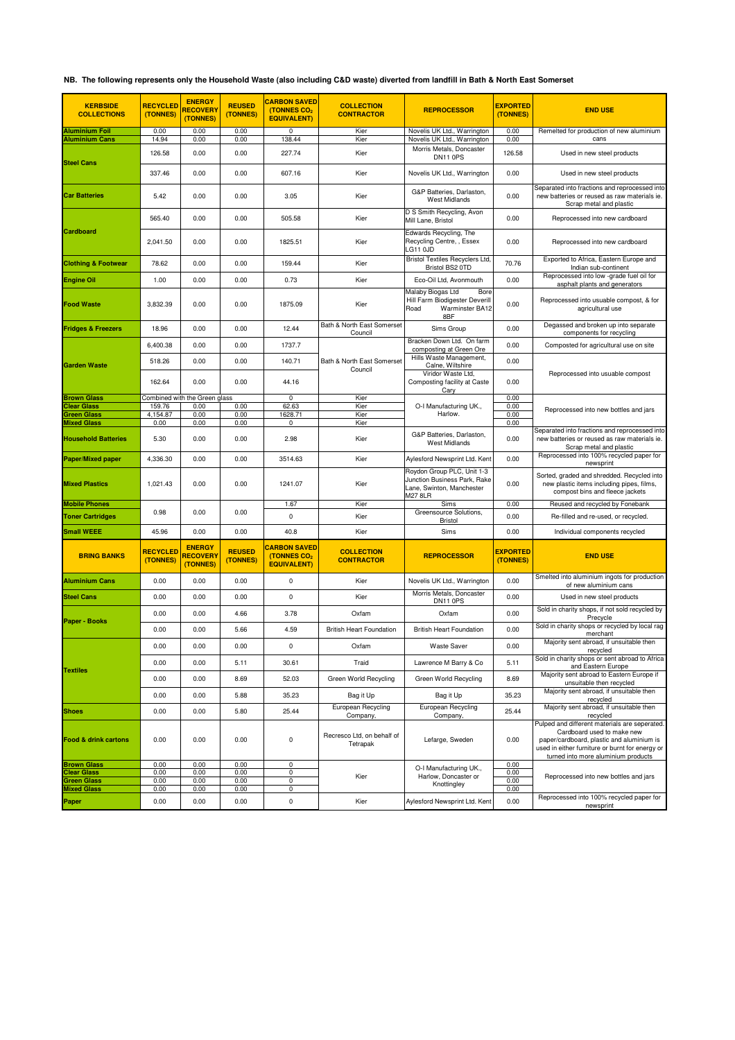**NB. The following represents only the Household Waste (also including C&D waste) diverted from landfill in Bath & North East Somerset**

| KERBSIDE COLLECTIONS | RECYCLED (TONNES) | ENERGY RECOVERY (TONNES) | REUSED (TONNES) | CARBON SAVED (TONNES $CO_2$ EQUIVALENT) | COLLECTION CONTRACTOR | REPROCESSOR | EXPORTED (TONNES) | END USE |
|---|---|---|---|---|---|---|---|---|
| Aluminium Foil | 0.00 | 0.00 | 0.00 | 0 | Kier | Novelis UK Ltd., Warrington | 0.00 | Remelted for production of new aluminium cans |
| Aluminium Cans | 14.94 | 0.00 | 0.00 | 138.44 | Kier | Novelis UK Ltd., Warrington | 0.00 | |
| Steel Cans | 126.58 | 0.00 | 0.00 | 227.74 | Kier | Morris Metals, Doncaster DN11 0PS | 126.58 | Used in new steel products |
| | 337.46 | 0.00 | 0.00 | 607.16 | Kier | Novelis UK Ltd., Warrington | 0.00 | Used in new steel products |
| Car Batteries | 5.42 | 0.00 | 0.00 | 3.05 | Kier | G&P Batteries, Darlaston, West Midlands | 0.00 | Separated into fractions and reprocessed into new batteries or reused as raw materials ie. Scrap metal and plastic |
| Cardboard | 565.40 | 0.00 | 0.00 | 505.58 | Kier | D S Smith Recycling, Avon Mill Lane, Bristol | 0.00 | Reprocessed into new cardboard |
| | 2,041.50 | 0.00 | 0.00 | 1825.51 | Kier | Edwards Recycling, The Recycling Centre, , Essex LG11 0JD | 0.00 | Reprocessed into new cardboard |
| Clothing & Footwear | 78.62 | 0.00 | 0.00 | 159.44 | Kier | Bristol Textiles Recyclers Ltd, Bristol BS2 0TD | 70.76 | Exported to Africa, Eastern Europe and Indian sub-continent |
| Engine Oil | 1.00 | 0.00 | 0.00 | 0.73 | Kier | Eco-Oil Ltd, Avonmouth | 0.00 | Reprocessed into low -grade fuel oil for asphalt plants and generators |
| Food Waste | 3,832.39 | 0.00 | 0.00 | 1875.09 | Kier | Malaby Biogas Ltd Bore Hill Farm Biodigester Deverill Road Warminster BA12 8BF | 0.00 | Reprocessed into usable compost, & for agricultural use |
| Fridges & Freezers | 18.96 | 0.00 | 0.00 | 12.44 | Bath & North East Somerset Council | Sims Group | 0.00 | Degassed and broken up into separate components for recycling |
| Garden Waste | 6,400.38 | 0.00 | 0.00 | 1737.7 | Bath & North East Somerset Council | Bracken Down Ltd. On farm composting at Green Ore | 0.00 | Composted for agricultural use on site |
| | 518.26 | 0.00 | 0.00 | 140.71 | | Hills Waste Management, Calne, Wiltshire | 0.00 | Reprocessed into usuable compost |
| | 162.64 | 0.00 | 0.00 | 44.16 | | Viridor Waste Ltd, Composting facility at Caste Cary | 0.00 | |
| Brown Glass | Combined with the Green glass | | | 0 | Kier | O-I Manufacturing UK., Harlow. | 0.00 | Reprocessed into new bottles and jars |
| Clear Glass | 159.76 | 0.00 | 0.00 | 62.63 | Kier | | 0.00 | |
| Green Glass | 4,154.87 | 0.00 | 0.00 | 1628.71 | Kier | | 0.00 | |
| Mixed Glass | 0.00 | 0.00 | 0.00 | 0 | Kier | | 0.00 | |
| Household Batteries | 5.30 | 0.00 | 0.00 | 2.98 | Kier | G&P Batteries, Darlaston, West Midlands | 0.00 | Separated into fractions and reprocessed into new batteries or reused as raw materials ie. Scrap metal and plastic |
| Paper/Mixed paper | 4,336.30 | 0.00 | 0.00 | 3514.63 | Kier | Aylesford Newsprint Ltd. Kent | 0.00 | Reprocessed into 100% recycled paper for newsprint |
| Mixed Plastics | 1,021.43 | 0.00 | 0.00 | 1241.07 | Kier | Roydon Group PLC, Unit 1-3 Junction Business Park, Rake Lane, Swinton, Manchester M27 8LR | 0.00 | Sorted, graded and shredded. Recycled into new plastic items including pipes, films, compost bins and fleece jackets |
| Mobile Phones | 0.98 | 0.00 | 0.00 | 1.67 | Kier | Sims | 0.00 | Reused and recycled by Fonebank |
| Toner Cartridges | | | | 0 | Kier | Greensource Solutions, Bristol | 0.00 | Re-filled and re-used, or recycled. |
| Small WEEE | 45.96 | 0.00 | 0.00 | 40.8 | Kier | Sims | 0.00 | Individual components recycled |

| BRING BANKS | RECYCLED (TONNES) | ENERGY RECOVERY (TONNES) | REUSED (TONNES) | CARBON SAVED (TONNES $CO_2$ EQUIVALENT) | COLLECTION CONTRACTOR | REPROCESSOR | EXPORTED (TONNES) | END USE |
|---|---|---|---|---|---|---|---|---|
| Aluminium Cans | 0.00 | 0.00 | 0.00 | 0 | Kier | Novelis UK Ltd., Warrington | 0.00 | Smelted into aluminium ingots for production of new aluminium cans |
| Steel Cans | 0.00 | 0.00 | 0.00 | 0 | Kier | Morris Metals, Doncaster DN11 0PS | 0.00 | Used in new steel products |
| Paper - Books | 0.00 | 0.00 | 4.66 | 3.78 | Oxfam | Oxfam | 0.00 | Sold in charity shops, if not sold recycled by Precycle |
| | 0.00 | 0.00 | 5.66 | 4.59 | British Heart Foundation | British Heart Foundation | 0.00 | Sold in charity shops or recycled by local rag merchant |
| Textiles | 0.00 | 0.00 | 0.00 | 0 | Oxfam | Waste Saver | 0.00 | Majority sent abroad, if unsuitable then recycled |
| | 0.00 | 0.00 | 5.11 | 30.61 | Traid | Lawrence M Barry & Co | 5.11 | Sold in charity shops or sent abroad to Africa and Eastern Europe |
| | 0.00 | 0.00 | 8.69 | 52.03 | Green World Recycling | Green World Recycling | 8.69 | Majority sent abroad to Eastern Europe if unsuitable then recycled |
| | 0.00 | 0.00 | 5.88 | 35.23 | Bag it Up | Bag it Up | 35.23 | Majority sent abroad, if unsuitable then recycled |
| Shoes | 0.00 | 0.00 | 5.80 | 25.44 | European Recycling Company, | European Recycling Company, | 25.44 | Majority sent abroad, if unsuitable then recycled |
| Food & drink cartons | 0.00 | 0.00 | 0.00 | 0 | Recresco Ltd, on behalf of Tetrapak | Lefarge, Sweden | 0.00 | Pulped and different materials are seperated. Cardboard used to make new paper/cardboard, plastic and aluminium is used in either furniture or burnt for energy or turned into more aluminium products |
| Brown Glass | 0.00 | 0.00 | 0.00 | 0 | Kier | O-I Manufacturing UK., Harlow, Doncaster or Knottingley | 0.00 | Reprocessed into new bottles and jars |
| Clear Glass | 0.00 | 0.00 | 0.00 | 0 | | | 0.00 | |
| Green Glass | 0.00 | 0.00 | 0.00 | 0 | | | 0.00 | |
| Mixed Glass | 0.00 | 0.00 | 0.00 | 0 | | | 0.00 | |
| Paper | 0.00 | 0.00 | 0.00 | 0 | Kier | Aylesford Newsprint Ltd. Kent | 0.00 | Reprocessed into 100% recycled paper for newsprint |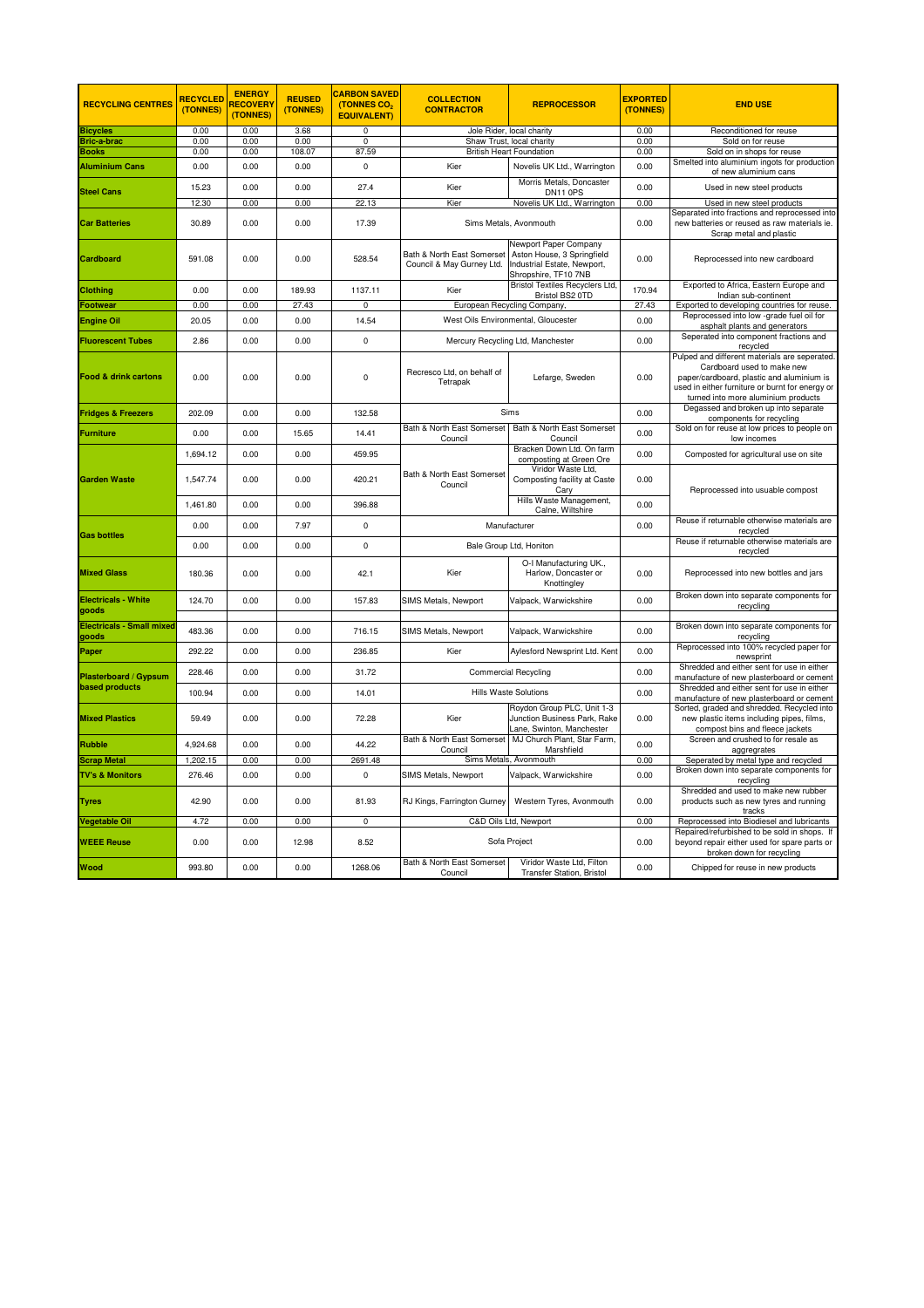| RECYCLING CENTRES | RECYCLED (TONNES) | ENERGY RECOVERY (TONNES) | REUSED (TONNES) | CARBON SAVED (TONNES $CO_2$ EQUIVALENT) | COLLECTION CONTRACTOR | REPROCESSOR | EXPORTED (TONNES) | END USE |
|---|---|---|---|---|---|---|---|---|
| Bicycles | 0.00 | 0.00 | 3.68 | 0 | Jole Rider, local charity | | 0.00 | Reconditioned for reuse |
| Bric-a-brac | 0.00 | 0.00 | 0.00 | 0 | Shaw Trust, local charity | | 0.00 | Sold on for reuse |
| Books | 0.00 | 0.00 | 108.07 | 87.59 | British Heart Foundation | | 0.00 | Sold on in shops for reuse |
| Aluminium Cans | 0.00 | 0.00 | 0.00 | 0 | Kier | Novelis UK Ltd., Warrington | 0.00 | Smelted into aluminium ingots for production of new aluminium cans |
| Steel Cans | 15.23 | 0.00 | 0.00 | 27.4 | Kier | Morris Metals, Doncaster DN11 0PS | 0.00 | Used in new steel products |
| | 12.30 | 0.00 | 0.00 | 22.13 | Kier | Novelis UK Ltd., Warrington | 0.00 | Used in new steel products |
| Car Batteries | 30.89 | 0.00 | 0.00 | 17.39 | Sims Metals, Avonmouth | | 0.00 | Separated into fractions and reprocessed into new batteries or reused as raw materials ie. Scrap metal and plastic |
| Cardboard | 591.08 | 0.00 | 0.00 | 528.54 | Bath & North East Somerset Council & May Gurney Ltd. | Newport Paper Company Aston House, 3 Springfield Industrial Estate, Newport, Shropshire, TF10 7NB | 0.00 | Reprocessed into new cardboard |
| Clothing | 0.00 | 0.00 | 189.93 | 1137.11 | Kier | Bristol Textiles Recyclers Ltd, Bristol BS2 0TD | 170.94 | Exported to Africa, Eastern Europe and Indian sub-continent |
| Footwear | 0.00 | 0.00 | 27.43 | 0 | European Recycling Company, | | 27.43 | Exported to developing countries for reuse. |
| Engine Oil | 20.05 | 0.00 | 0.00 | 14.54 | West Oils Environmental, Gloucester | | 0.00 | Reprocessed into low -grade fuel oil for asphalt plants and generators |
| Fluorescent Tubes | 2.86 | 0.00 | 0.00 | 0 | Mercury Recycling Ltd, Manchester | | 0.00 | Seperated into component fractions and recycled |
| Food & drink cartons | 0.00 | 0.00 | 0.00 | 0 | Recresco Ltd, on behalf of Tetrapak | Lefarge, Sweden | 0.00 | Pulped and different materials are seperated. Cardboard used to make new paper/cardboard, plastic and aluminium is used in either furniture or burnt for energy or turned into more aluminium products |
| Fridges & Freezers | 202.09 | 0.00 | 0.00 | 132.58 | Sims | | 0.00 | Degassed and broken up into separate components for recycling |
| Furniture | 0.00 | 0.00 | 15.65 | 14.41 | Bath & North East Somerset Council | Bath & North East Somerset Council | 0.00 | Sold on for reuse at low prices to people on low incomes |
| Garden Waste | 1,694.12 | 0.00 | 0.00 | 459.95 | Bath & North East Somerset Council | Bracken Down Ltd. On farm composting at Green Ore | 0.00 | Composted for agricultural use on site |
| | 1,547.74 | 0.00 | 0.00 | 420.21 | | Viridor Waste Ltd, Composting facility at Caste Cary | 0.00 | Reprocessed into usuable compost |
| | 1,461.80 | 0.00 | 0.00 | 396.88 | | Hills Waste Management, Calne, Wiltshire | 0.00 | |
| Gas bottles | 0.00 | 0.00 | 7.97 | 0 | Manufacturer | | 0.00 | Reuse if returnable otherwise materials are recycled |
| | 0.00 | 0.00 | 0.00 | 0 | Bale Group Ltd, Honiton | | | Reuse if returnable otherwise materials are recycled |
| Mixed Glass | 180.36 | 0.00 | 0.00 | 42.1 | Kier | O-I Manufacturing UK., Harlow, Doncaster or Knottingley | 0.00 | Reprocessed into new bottles and jars |
| Electricals - White goods | 124.70 | 0.00 | 0.00 | 157.83 | SIMS Metals, Newport | Valpack, Warwickshire | 0.00 | Broken down into separate components for recycling |
| Electricals - Small mixed goods | 483.36 | 0.00 | 0.00 | 716.15 | SIMS Metals, Newport | Valpack, Warwickshire | 0.00 | Broken down into separate components for recycling |
| Paper | 292.22 | 0.00 | 0.00 | 236.85 | Kier | Aylesford Newsprint Ltd. Kent | 0.00 | Reprocessed into 100% recycled paper for newsprint |
| Plasterboard / Gypsum based products | 228.46 | 0.00 | 0.00 | 31.72 | Commercial Recycling | | 0.00 | Shredded and either sent for use in either manufacture of new plasterboard or cement |
| | 100.94 | 0.00 | 0.00 | 14.01 | Hills Waste Solutions | | 0.00 | Shredded and either sent for use in either manufacture of new plasterboard or cement |
| Mixed Plastics | 59.49 | 0.00 | 0.00 | 72.28 | Kier | Roydon Group PLC, Unit 1-3 Junction Business Park, Rake Lane, Swinton, Manchester | 0.00 | Sorted, graded and shredded. Recycled into new plastic items including pipes, films, compost bins and fleece jackets |
| Rubble | 4,924.68 | 0.00 | 0.00 | 44.22 | Bath & North East Somerset Council | MJ Church Plant, Star Farm, Marshfield | 0.00 | Screen and crushed to for resale as aggregrates |
| Scrap Metal | 1,202.15 | 0.00 | 0.00 | 2691.48 | Sims Metals, Avonmouth | | 0.00 | Seperated by metal type and recycled |
| TV's & Monitors | 276.46 | 0.00 | 0.00 | 0 | SIMS Metals, Newport | Valpack, Warwickshire | 0.00 | Broken down into separate components for recycling |
| Tyres | 42.90 | 0.00 | 0.00 | 81.93 | RJ Kings, Farrington Gurney | Western Tyres, Avonmouth | 0.00 | Shredded and used to make new rubber products such as new tyres and running tracks |
| Vegetable Oil | 4.72 | 0.00 | 0.00 | 0 | C&D Oils Ltd, Newport | | 0.00 | Reprocessed into Biodiesel and lubricants |
| WEEE Reuse | 0.00 | 0.00 | 12.98 | 8.52 | Sofa Project | | 0.00 | Repaired/refurbished to be sold in shops. If beyond repair either used for spare parts or broken down for recycling |
| Wood | 993.80 | 0.00 | 0.00 | 1268.06 | Bath & North East Somerset Council | Viridor Waste Ltd, Filton Transfer Station, Bristol | 0.00 | Chipped for reuse in new products |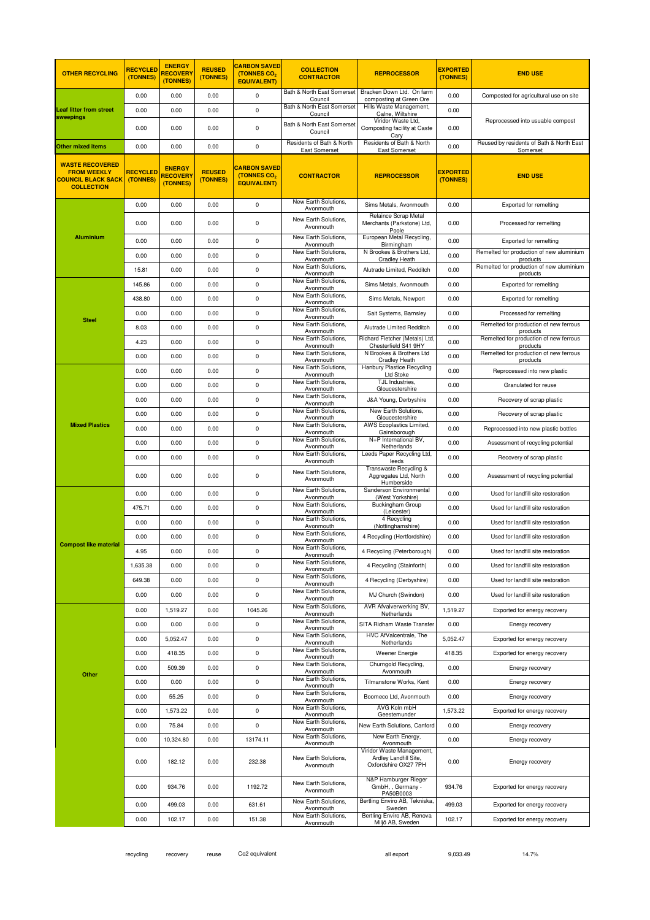| OTHER RECYCLING | RECYCLED (TONNES) | ENERGY RECOVERY (TONNES) | REUSED (TONNES) | CARBON SAVED (TONNES $CO_2$ EQUIVALENT) | COLLECTION CONTRACTOR | REPROCESSOR | EXPORTED (TONNES) | END USE |
|---|---|---|---|---|---|---|---|---|
| Leaf litter from street sweepings | 0.00 | 0.00 | 0.00 | 0 | Bath & North East Somerset Council | Bracken Down Ltd. On farm composting at Green Ore | 0.00 | Composted for agricultural use on site |
| | 0.00 | 0.00 | 0.00 | 0 | Bath & North East Somerset Council | Hills Waste Management, Calne, Wiltshire | 0.00 | Reprocessed into usable compost |
| | 0.00 | 0.00 | 0.00 | 0 | Bath & North East Somerset Council | Viridor Waste Ltd, Composting facility at Caste Cary | 0.00 | |
| Other mixed items | 0.00 | 0.00 | 0.00 | 0 | Residents of Bath & North East Somerset | Residents of Bath & North East Somerset | 0.00 | Reused by residents of Bath & North East Somerset |
| **WASTE RECOVERED FROM WEEKLY COUNCIL BLACK SACK COLLECTION** | **RECYCLED (TONNES)** | **ENERGY RECOVERY (TONNES)** | **REUSED (TONNES)** | **CARBON SAVED (TONNES $CO_2$ EQUIVALENT)** | **CONTRACTOR** | **REPROCESSOR** | **EXPORTED (TONNES)** | **END USE** |
| Aluminium | 0.00 | 0.00 | 0.00 | 0 | New Earth Solutions, Avonmouth | Sims Metals, Avonmouth | 0.00 | Exported for remelting |
| | 0.00 | 0.00 | 0.00 | 0 | New Earth Solutions, Avonmouth | Relaince Scrap Metal Merchants (Parkstone) Ltd, Poole | 0.00 | Processed for remelting |
| | 0.00 | 0.00 | 0.00 | 0 | New Earth Solutions, Avonmouth | European Metal Recycling, Birmingham | 0.00 | Exported for remelting |
| | 0.00 | 0.00 | 0.00 | 0 | New Earth Solutions, Avonmouth | N Brookes & Brothers Ltd, Cradley Heath | 0.00 | Remelted for production of new aluminium products |
| | 15.81 | 0.00 | 0.00 | 0 | New Earth Solutions, Avonmouth | Alutrade Limited, Redditch | 0.00 | Remelted for production of new aluminium products |
| Steel | 145.86 | 0.00 | 0.00 | 0 | New Earth Solutions, Avonmouth | Sims Metals, Avonmouth | 0.00 | Exported for remelting |
| | 438.80 | 0.00 | 0.00 | 0 | New Earth Solutions, Avonmouth | Sims Metals, Newport | 0.00 | Exported for remelting |
| | 0.00 | 0.00 | 0.00 | 0 | New Earth Solutions, Avonmouth | Sait Systems, Barnsley | 0.00 | Processed for remelting |
| | 8.03 | 0.00 | 0.00 | 0 | New Earth Solutions, Avonmouth | Alutrade Limited Redditch | 0.00 | Remelted for production of new ferrous products |
| | 4.23 | 0.00 | 0.00 | 0 | New Earth Solutions, Avonmouth | Richard Fletcher (Metals) Ltd, Chesterfield S41 9HY | 0.00 | Remelted for production of new ferrous products |
| | 0.00 | 0.00 | 0.00 | 0 | New Earth Solutions, Avonmouth | N Brookes & Brothers Ltd Cradley Heath | 0.00 | Remelted for production of new ferrous products |
| Mixed Plastics | 0.00 | 0.00 | 0.00 | 0 | New Earth Solutions, Avonmouth | Hanbury Plastice Recycling Ltd Stoke | 0.00 | Reprocessed into new plastic |
| | 0.00 | 0.00 | 0.00 | 0 | New Earth Solutions, Avonmouth | TJL Industries, Gloucestershire | 0.00 | Granulated for reuse |
| | 0.00 | 0.00 | 0.00 | 0 | New Earth Solutions, Avonmouth | J&A Young, Derbyshire | 0.00 | Recovery of scrap plastic |
| | 0.00 | 0.00 | 0.00 | 0 | New Earth Solutions, Avonmouth | New Earth Solutions, Gloucestershire | 0.00 | Recovery of scrap plastic |
| | 0.00 | 0.00 | 0.00 | 0 | New Earth Solutions, Avonmouth | AWS Ecoplastics Limited, Gainsborough | 0.00 | Reprocessed into new plastic bottles |
| | 0.00 | 0.00 | 0.00 | 0 | New Earth Solutions, Avonmouth | N+P International BV, Netherlands | 0.00 | Assessment of recycling potential |
| | 0.00 | 0.00 | 0.00 | 0 | New Earth Solutions, Avonmouth | Leeds Paper Recycling Ltd, leeds | 0.00 | Recovery of scrap plastic |
| | 0.00 | 0.00 | 0.00 | 0 | New Earth Solutions, Avonmouth | Transwaste Recycling & Aggregates Ltd, North Humberside | 0.00 | Assessment of recycling potential |
| Compost like material | 0.00 | 0.00 | 0.00 | 0 | New Earth Solutions, Avonmouth | Sanderson Environmental (West Yorkshire) | 0.00 | Used for landfill site restoration |
| | 475.71 | 0.00 | 0.00 | 0 | New Earth Solutions, Avonmouth | Buckingham Group (Leicester) | 0.00 | Used for landfill site restoration |
| | 0.00 | 0.00 | 0.00 | 0 | New Earth Solutions, Avonmouth | 4 Recycling (Nottinghamshire) | 0.00 | Used for landfill site restoration |
| | 0.00 | 0.00 | 0.00 | 0 | New Earth Solutions, Avonmouth | 4 Recycling (Hertfordshire) | 0.00 | Used for landfill site restoration |
| | 4.95 | 0.00 | 0.00 | 0 | New Earth Solutions, Avonmouth | 4 Recycling (Peterborough) | 0.00 | Used for landfill site restoration |
| | 1,635.38 | 0.00 | 0.00 | 0 | New Earth Solutions, Avonmouth | 4 Recycling (Stainforth) | 0.00 | Used for landfill site restoration |
| | 649.38 | 0.00 | 0.00 | 0 | New Earth Solutions, Avonmouth | 4 Recycling (Derbyshire) | 0.00 | Used for landfill site restoration |
| | 0.00 | 0.00 | 0.00 | 0 | New Earth Solutions, Avonmouth | MJ Church (Swindon) | 0.00 | Used for landfill site restoration |
| Other | 0.00 | 1,519.27 | 0.00 | 1045.26 | New Earth Solutions, Avonmouth | AVR Afvalverwerking BV, Netherlands | 1,519.27 | Exported for energy recovery |
| | 0.00 | 0.00 | 0.00 | 0 | New Earth Solutions, Avonmouth | SITA Ridham Waste Transfer | 0.00 | Energy recovery |
| | 0.00 | 5,052.47 | 0.00 | 0 | New Earth Solutions, Avonmouth | HVC AfValcentrale, The Netherlands | 5,052.47 | Exported for energy recovery |
| | 0.00 | 418.35 | 0.00 | 0 | New Earth Solutions, Avonmouth | Weener Energie | 418.35 | Exported for energy recovery |
| | 0.00 | 509.39 | 0.00 | 0 | New Earth Solutions, Avonmouth | Churngold Recycling, Avonmouth | 0.00 | Energy recovery |
| | 0.00 | 0.00 | 0.00 | 0 | New Earth Solutions, Avonmouth | Tilmanstone Works, Kent | 0.00 | Energy recovery |
| | 0.00 | 55.25 | 0.00 | 0 | New Earth Solutions, Avonmouth | Boomeco Ltd, Avonmouth | 0.00 | Energy recovery |
| | 0.00 | 1,573.22 | 0.00 | 0 | New Earth Solutions, Avonmouth | AVG Koln mbH Geestemunder | 1,573.22 | Exported for energy recovery |
| | 0.00 | 75.84 | 0.00 | 0 | New Earth Solutions, Avonmouth | New Earth Solutions, Canford | 0.00 | Energy recovery |
| | 0.00 | 10,324.80 | 0.00 | 13174.11 | New Earth Solutions, Avonmouth | New Earth Energy, Avonmouth | 0.00 | Energy recovery |
| | 0.00 | 182.12 | 0.00 | 232.38 | New Earth Solutions, Avonmouth | Viridor Waste Management, Ardley Landfill Site, Oxfordshire OX27 7PH | 0.00 | Energy recovery |
| | 0.00 | 934.76 | 0.00 | 1192.72 | New Earth Solutions, Avonmouth | N&P Hamburger Rieger GmbH, , Germany - PA50B0003 | 934.76 | Exported for energy recovery |
| | 0.00 | 499.03 | 0.00 | 631.61 | New Earth Solutions, Avonmouth | Bertling Enviro AB, Tekniska, Sweden | 499.03 | Exported for energy recovery |
| | 0.00 | 102.17 | 0.00 | 151.38 | New Earth Solutions, Avonmouth | Bertling Enviro AB, Renova Miljö AB, Sweden | 102.17 | Exported for energy recovery |

| | recycling | recovery | reuse | Co2 equivalent | | all export | 9,033.49 | 14.7% |
|---|---|---|---|---|---|---|---|---|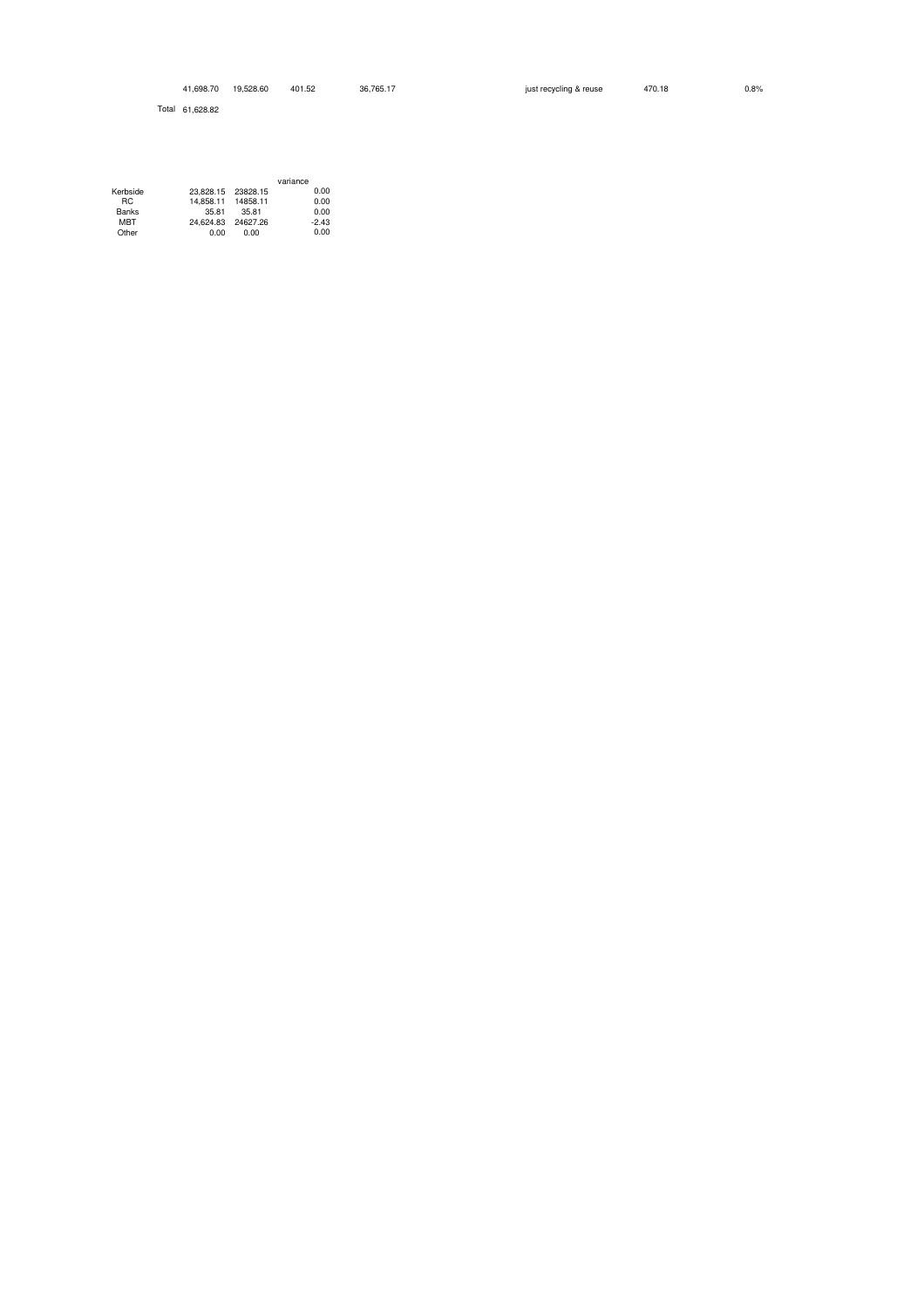| | | | | | | |
|---|---|---|---|---|---|---|
| 41,698.70 | 19,528.60 | 401.52 | 36,765.17 | just recycling & reuse | 470.18 | 0.8% |

Total 61,628.82

| | | | variance |
|---|---|---|---|
| Kerbside | 23,828.15 | 23828.15 | 0.00 |
| RC | 14,858.11 | 14858.11 | 0.00 |
| Banks | 35.81 | 35.81 | 0.00 |
| MBT | 24,624.83 | 24627.26 | -2.43 |
| Other | 0.00 | 0.00 | 0.00 |